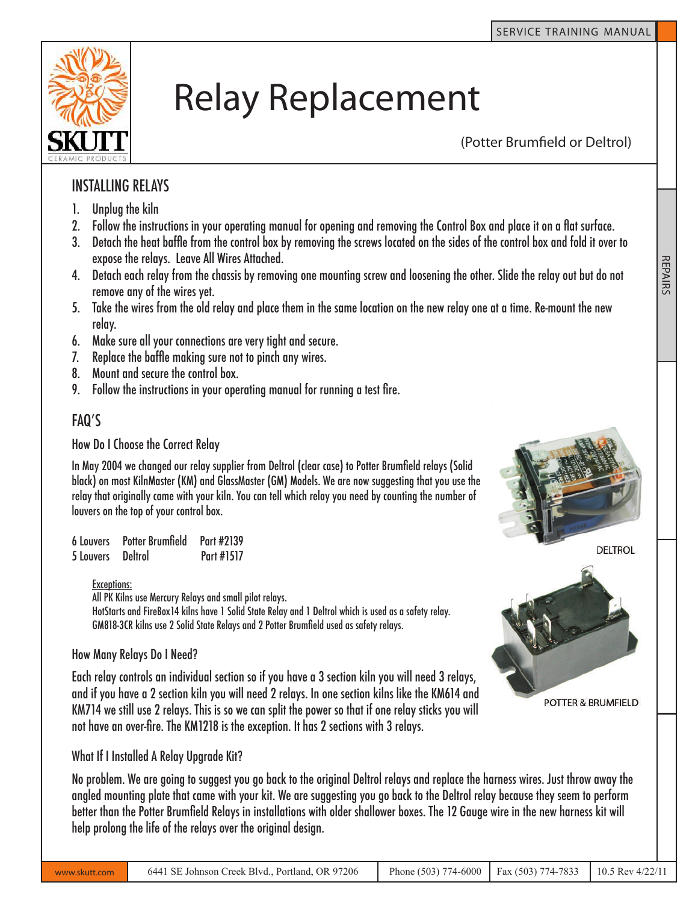# Relay Replacement

(Potter Brumfield or Deltrol)

## INSTALLING RELAYS

1. Unplug the kiln
2. Follow the instructions in your operating manual for opening and removing the Control Box and place it on a flat surface.
3. Detach the heat baffle from the control box by removing the screws located on the sides of the control box and fold it over to expose the relays. Leave All Wires Attached.
4. Detach each relay from the chassis by removing one mounting screw and loosening the other. Slide the relay out but do not remove any of the wires yet.
5. Take the wires from the old relay and place them in the same location on the new relay one at a time. Re-mount the new relay.
6. Make sure all your connections are very tight and secure.
7. Replace the baffle making sure not to pinch any wires.
8. Mount and secure the control box.
9. Follow the instructions in your operating manual for running a test fire.

## FAQ'S

### How Do I Choose the Correct Relay

In May 2004 we changed our relay supplier from Deltrol (clear case) to Potter Brumfield relays (Solid black) on most KilnMaster (KM) and GlassMaster (GM) Models. We are now suggesting that you use the relay that originally came with your kiln. You can tell which relay you need by counting the number of louvers on the top of your control box.

| | | |
|---|---|---|
| 6 Louvers | Potter Brumfield | Part #2139 |
| 5 Louvers | Deltrol | Part #1517 |

Exceptions:
All PK Kilns use Mercury Relays and small pilot relays.
HotStarts and FireBox14 kilns have 1 Solid State Relay and 1 Deltrol which is used as a safety relay.
GM818-3CR kilns use 2 Solid State Relays and 2 Potter Brumfield used as safety relays.

DELTROL

POTTER & BRUMFIELD

### How Many Relays Do I Need?

Each relay controls an individual section so if you have a 3 section kiln you will need 3 relays, and if you have a 2 section kiln you will need 2 relays. In one section kilns like the KM614 and KM714 we still use 2 relays. This is so we can split the power so that if one relay sticks you will not have an over-fire. The KM1218 is the exception. It has 2 sections with 3 relays.

### What If I Installed A Relay Upgrade Kit?

No problem. We are going to suggest you go back to the original Deltrol relays and replace the harness wires. Just throw away the angled mounting plate that came with your kit. We are suggesting you go back to the Deltrol relay because they seem to perform better than the Potter Brumfield Relays in installations with older shallower boxes. The 12 Gauge wire in the new harness kit will help prolong the life of the relays over the original design.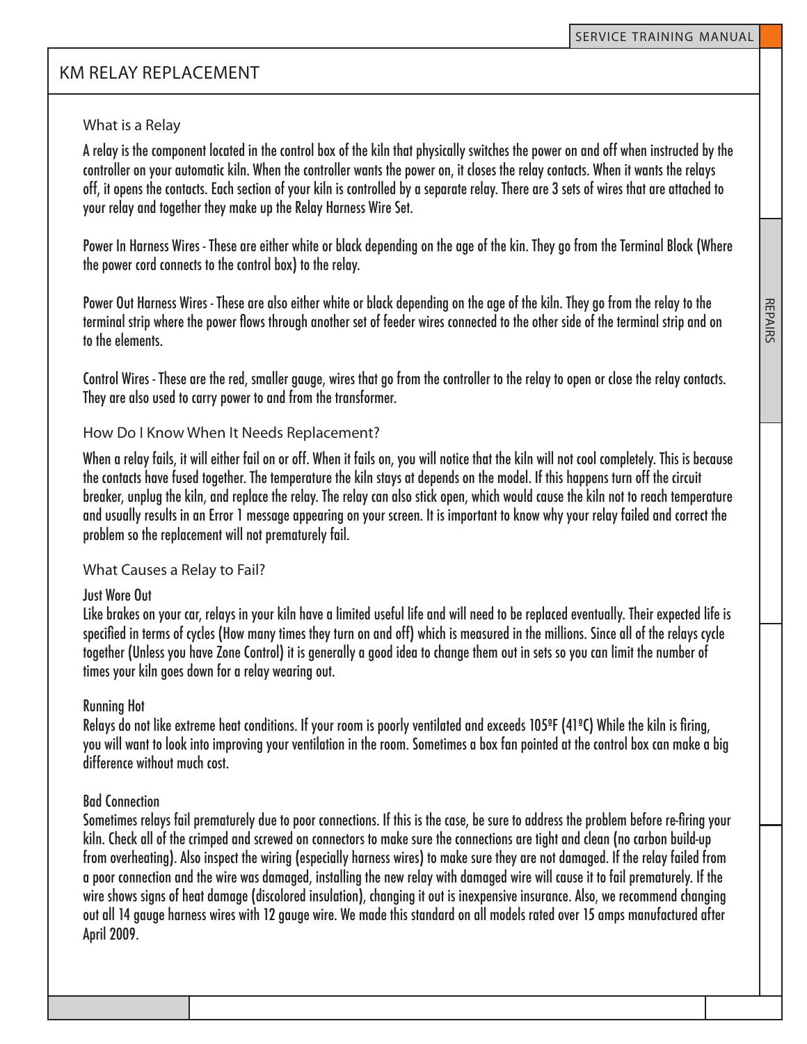# KM RELAY REPLACEMENT

## What is a Relay

A relay is the component located in the control box of the kiln that physically switches the power on and off when instructed by the controller on your automatic kiln. When the controller wants the power on, it closes the relay contacts. When it wants the relays off, it opens the contacts. Each section of your kiln is controlled by a separate relay. There are 3 sets of wires that are attached to your relay and together they make up the Relay Harness Wire Set.

Power In Harness Wires - These are either white or black depending on the age of the kin. They go from the Terminal Block (Where the power cord connects to the control box) to the relay.

Power Out Harness Wires - These are also either white or black depending on the age of the kiln. They go from the relay to the terminal strip where the power flows through another set of feeder wires connected to the other side of the terminal strip and on to the elements.

Control Wires - These are the red, smaller gauge, wires that go from the controller to the relay to open or close the relay contacts. They are also used to carry power to and from the transformer.

## How Do I Know When It Needs Replacement?

When a relay fails, it will either fail on or off. When it fails on, you will notice that the kiln will not cool completely. This is because the contacts have fused together. The temperature the kiln stays at depends on the model. If this happens turn off the circuit breaker, unplug the kiln, and replace the relay. The relay can also stick open, which would cause the kiln not to reach temperature and usually results in an Error 1 message appearing on your screen. It is important to know why your relay failed and correct the problem so the replacement will not prematurely fail.

## What Causes a Relay to Fail?

### Just Wore Out

Like brakes on your car, relays in your kiln have a limited useful life and will need to be replaced eventually. Their expected life is specified in terms of cycles (How many times they turn on and off) which is measured in the millions. Since all of the relays cycle together (Unless you have Zone Control) it is generally a good idea to change them out in sets so you can limit the number of times your kiln goes down for a relay wearing out.

### Running Hot

Relays do not like extreme heat conditions. If your room is poorly ventilated and exceeds 105ºF (41ºC) While the kiln is firing, you will want to look into improving your ventilation in the room. Sometimes a box fan pointed at the control box can make a big difference without much cost.

### Bad Connection

Sometimes relays fail prematurely due to poor connections. If this is the case, be sure to address the problem before re-firing your kiln. Check all of the crimped and screwed on connectors to make sure the connections are tight and clean (no carbon build-up from overheating). Also inspect the wiring (especially harness wires) to make sure they are not damaged. If the relay failed from a poor connection and the wire was damaged, installing the new relay with damaged wire will cause it to fail prematurely. If the wire shows signs of heat damage (discolored insulation), changing it out is inexpensive insurance. Also, we recommend changing out all 14 gauge harness wires with 12 gauge wire. We made this standard on all models rated over 15 amps manufactured after April 2009.